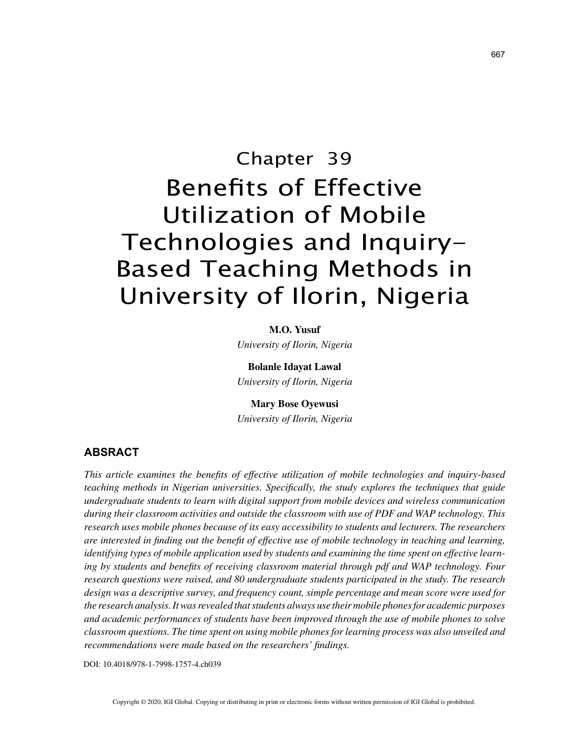# Chapter 39
# Benefits of Effective Utilization of Mobile Technologies and Inquiry-Based Teaching Methods in University of Ilorin, Nigeria

**M.O. Yusuf**
*University of Ilorin, Nigeria*

**Bolanle Idayat Lawal**
*University of Ilorin, Nigeria*

**Mary Bose Oyewusi**
*University of Ilorin, Nigeria*

## ABSRACT

*This article examines the benefits of effective utilization of mobile technologies and inquiry-based teaching methods in Nigerian universities. Specifically, the study explores the techniques that guide undergraduate students to learn with digital support from mobile devices and wireless communication during their classroom activities and outside the classroom with use of PDF and WAP technology. This research uses mobile phones because of its easy accessibility to students and lecturers. The researchers are interested in finding out the benefit of effective use of mobile technology in teaching and learning, identifying types of mobile application used by students and examining the time spent on effective learning by students and benefits of receiving classroom material through pdf and WAP technology. Four research questions were raised, and 80 undergraduate students participated in the study. The research design was a descriptive survey, and frequency count, simple percentage and mean score were used for the research analysis. It was revealed that students always use their mobile phones for academic purposes and academic performances of students have been improved through the use of mobile phones to solve classroom questions. The time spent on using mobile phones for learning process was also unveiled and recommendations were made based on the researchers' findings.*

DOI: 10.4018/978-1-7998-1757-4.ch039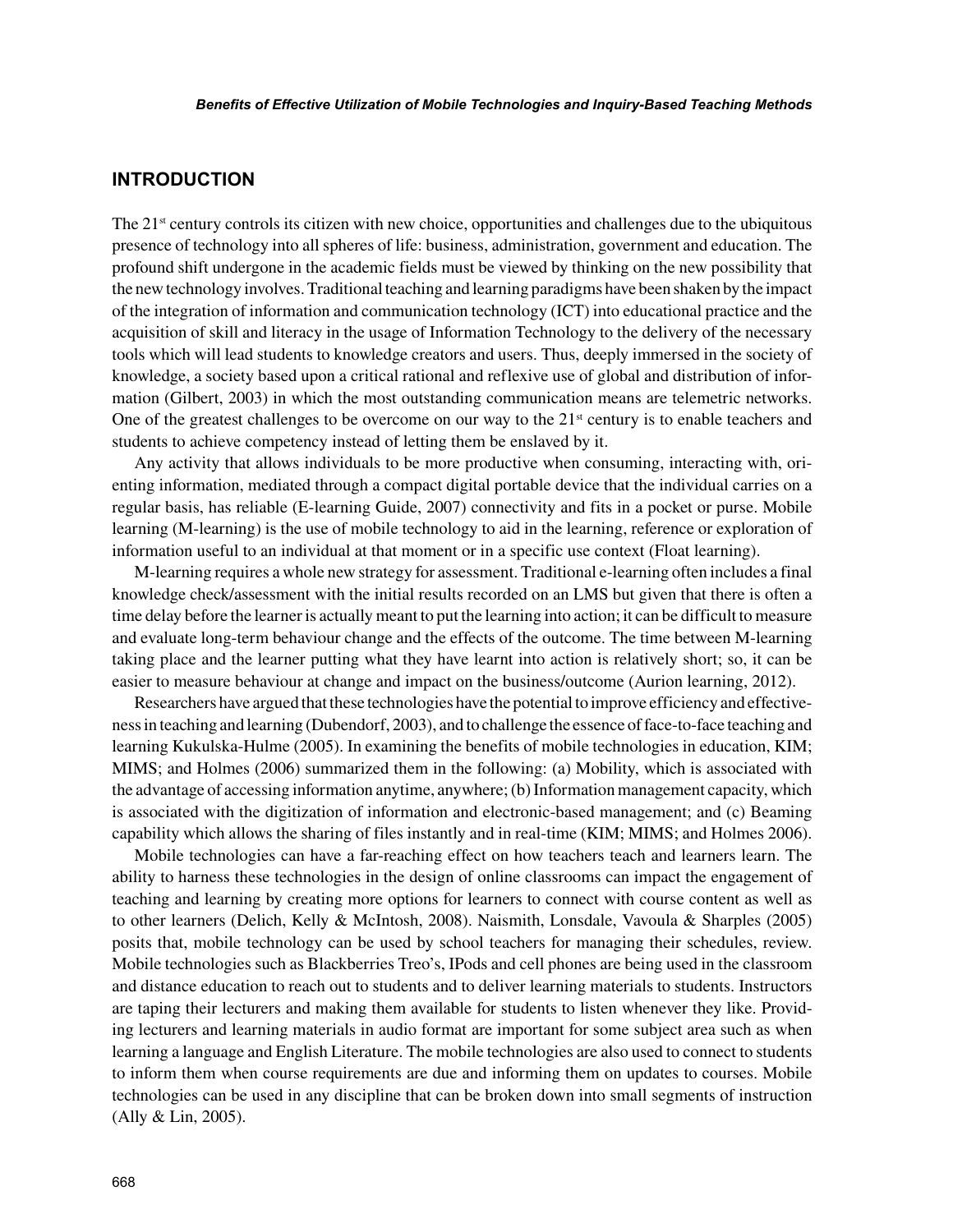## INTRODUCTION

The 21st century controls its citizen with new choice, opportunities and challenges due to the ubiquitous presence of technology into all spheres of life: business, administration, government and education. The profound shift undergone in the academic fields must be viewed by thinking on the new possibility that the new technology involves. Traditional teaching and learning paradigms have been shaken by the impact of the integration of information and communication technology (ICT) into educational practice and the acquisition of skill and literacy in the usage of Information Technology to the delivery of the necessary tools which will lead students to knowledge creators and users. Thus, deeply immersed in the society of knowledge, a society based upon a critical rational and reflexive use of global and distribution of information (Gilbert, 2003) in which the most outstanding communication means are telemetric networks. One of the greatest challenges to be overcome on our way to the 21st century is to enable teachers and students to achieve competency instead of letting them be enslaved by it.

Any activity that allows individuals to be more productive when consuming, interacting with, orienting information, mediated through a compact digital portable device that the individual carries on a regular basis, has reliable (E-learning Guide, 2007) connectivity and fits in a pocket or purse. Mobile learning (M-learning) is the use of mobile technology to aid in the learning, reference or exploration of information useful to an individual at that moment or in a specific use context (Float learning).

M-learning requires a whole new strategy for assessment. Traditional e-learning often includes a final knowledge check/assessment with the initial results recorded on an LMS but given that there is often a time delay before the learner is actually meant to put the learning into action; it can be difficult to measure and evaluate long-term behaviour change and the effects of the outcome. The time between M-learning taking place and the learner putting what they have learnt into action is relatively short; so, it can be easier to measure behaviour at change and impact on the business/outcome (Aurion learning, 2012).

Researchers have argued that these technologies have the potential to improve efficiency and effectiveness in teaching and learning (Dubendorf, 2003), and to challenge the essence of face-to-face teaching and learning Kukulska-Hulme (2005). In examining the benefits of mobile technologies in education, KIM; MIMS; and Holmes (2006) summarized them in the following: (a) Mobility, which is associated with the advantage of accessing information anytime, anywhere; (b) Information management capacity, which is associated with the digitization of information and electronic-based management; and (c) Beaming capability which allows the sharing of files instantly and in real-time (KIM; MIMS; and Holmes 2006).

Mobile technologies can have a far-reaching effect on how teachers teach and learners learn. The ability to harness these technologies in the design of online classrooms can impact the engagement of teaching and learning by creating more options for learners to connect with course content as well as to other learners (Delich, Kelly & McIntosh, 2008). Naismith, Lonsdale, Vavoula & Sharples (2005) posits that, mobile technology can be used by school teachers for managing their schedules, review. Mobile technologies such as Blackberries Treo's, IPods and cell phones are being used in the classroom and distance education to reach out to students and to deliver learning materials to students. Instructors are taping their lecturers and making them available for students to listen whenever they like. Providing lecturers and learning materials in audio format are important for some subject area such as when learning a language and English Literature. The mobile technologies are also used to connect to students to inform them when course requirements are due and informing them on updates to courses. Mobile technologies can be used in any discipline that can be broken down into small segments of instruction (Ally & Lin, 2005).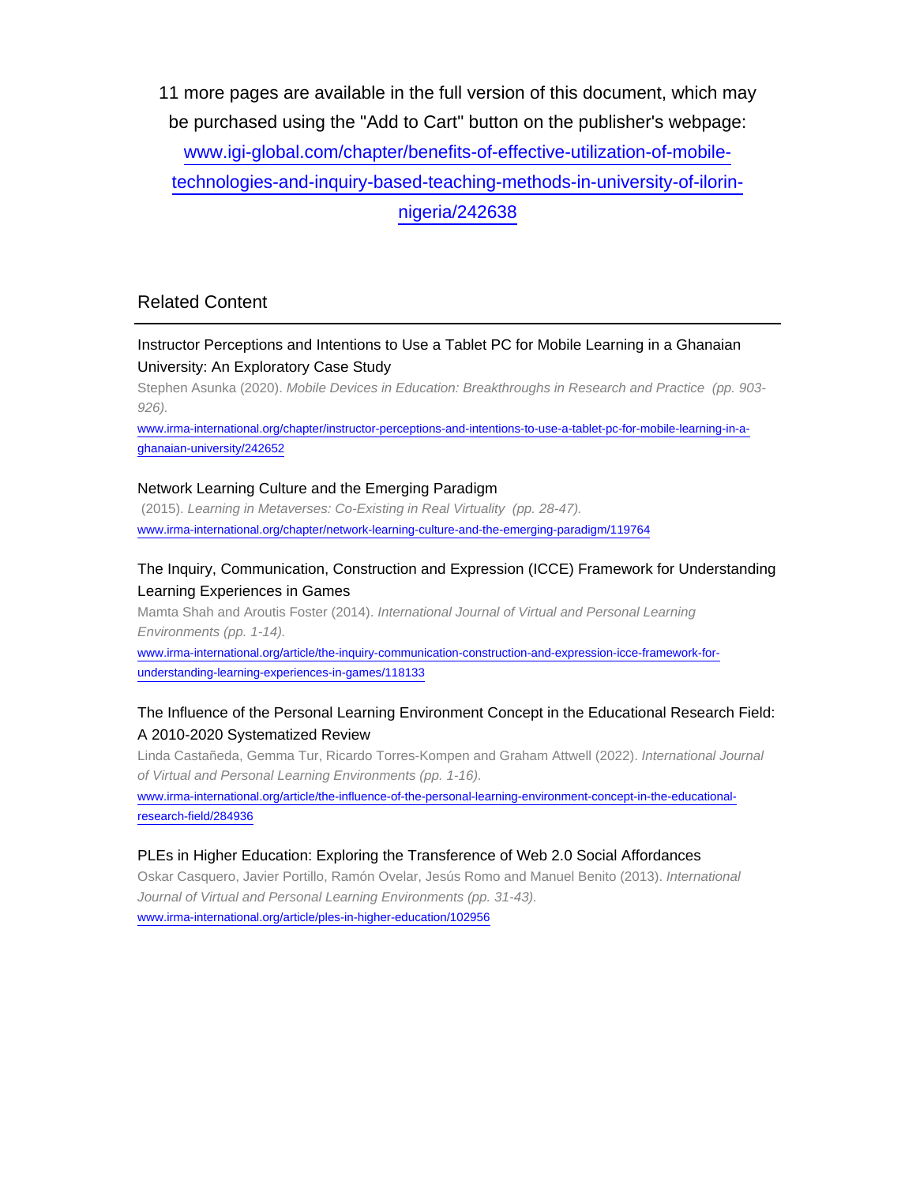11 more pages are available in the full version of this document, which may be purchased using the "Add to Cart" button on the publisher's webpage: www.igi-global.com/chapter/benefits-of-effective-utilization-of-mobile-technologies-and-inquiry-based-teaching-methods-in-university-of-ilorin-nigeria/242638

## Related Content

**Instructor Perceptions and Intentions to Use a Tablet PC for Mobile Learning in a Ghanaian University: An Exploratory Case Study**

Stephen Asunka (2020). *Mobile Devices in Education: Breakthroughs in Research and Practice (pp. 903-926).*

www.irma-international.org/chapter/instructor-perceptions-and-intentions-to-use-a-tablet-pc-for-mobile-learning-in-a-ghanaian-university/242652

**Network Learning Culture and the Emerging Paradigm**

(2015). *Learning in Metaverses: Co-Existing in Real Virtuality (pp. 28-47).*

www.irma-international.org/chapter/network-learning-culture-and-the-emerging-paradigm/119764

**The Inquiry, Communication, Construction and Expression (ICCE) Framework for Understanding Learning Experiences in Games**

Mamta Shah and Aroutis Foster (2014). *International Journal of Virtual and Personal Learning Environments (pp. 1-14).*

www.irma-international.org/article/the-inquiry-communication-construction-and-expression-icce-framework-for-understanding-learning-experiences-in-games/118133

**The Influence of the Personal Learning Environment Concept in the Educational Research Field: A 2010-2020 Systematized Review**

Linda Castañeda, Gemma Tur, Ricardo Torres-Kompen and Graham Attwell (2022). *International Journal of Virtual and Personal Learning Environments (pp. 1-16).*

www.irma-international.org/article/the-influence-of-the-personal-learning-environment-concept-in-the-educational-research-field/284936

**PLEs in Higher Education: Exploring the Transference of Web 2.0 Social Affordances**

Oskar Casquero, Javier Portillo, Ramón Ovelar, Jesús Romo and Manuel Benito (2013). *International Journal of Virtual and Personal Learning Environments (pp. 31-43).*

www.irma-international.org/article/ples-in-higher-education/102956